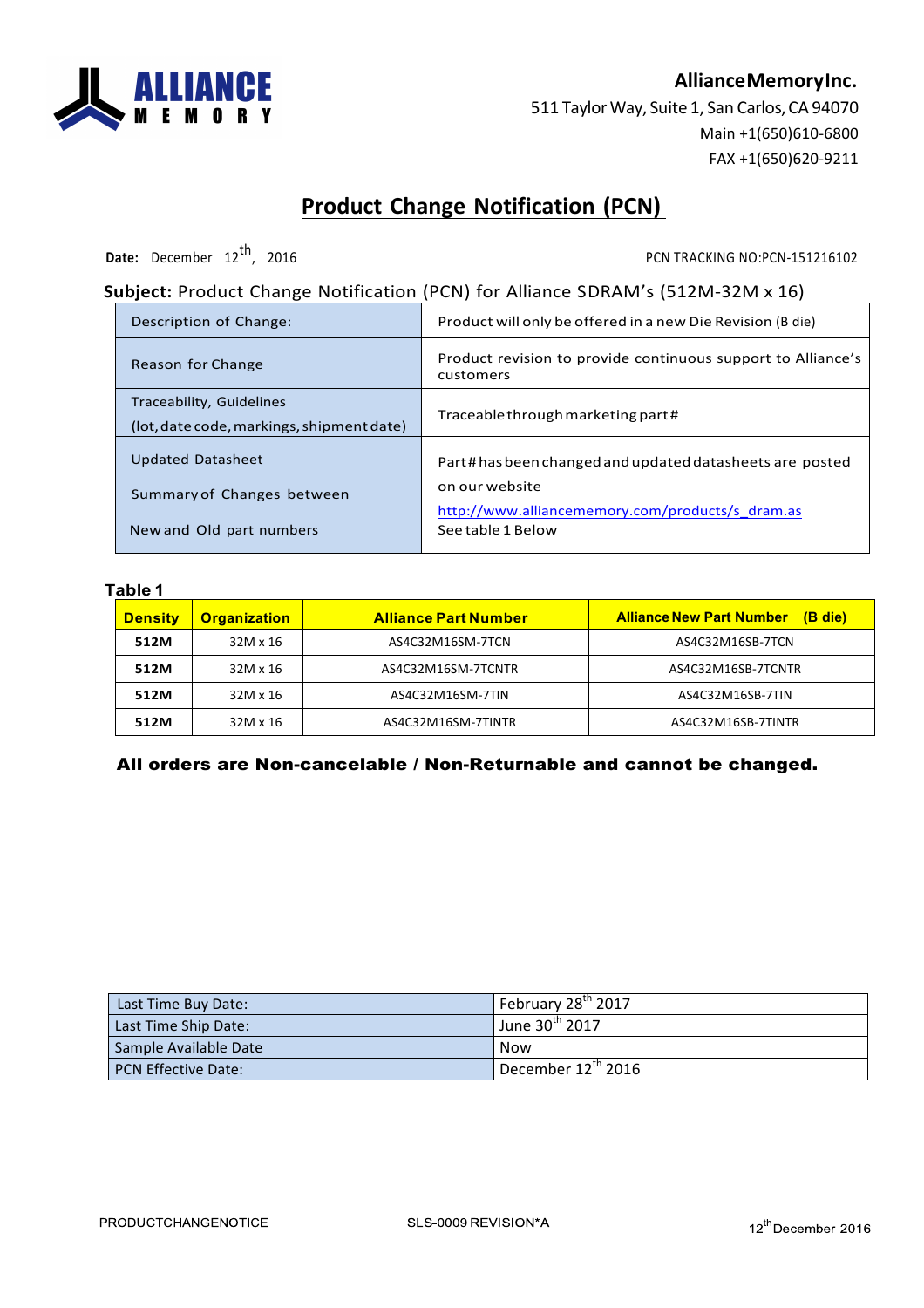**ALLIANCE MEMORY**

**AllianceMemoryInc.**
511 Taylor Way, Suite 1, San Carlos, CA 94070
Main +1(650)610-6800
FAX +1(650)620-9211

# Product Change Notification (PCN)

**Date:** December 12th, 2016

PCN TRACKING NO:PCN-151216102

**Subject:** Product Change Notification (PCN) for Alliance SDRAM's (512M-32M x 16)

| | |
|---|---|
| Description of Change: | Product will only be offered in a new Die Revision (B die) |
| Reason for Change | Product revision to provide continuous support to Alliance's customers |
| Traceability, Guidelines<br>(lot, date code, markings, shipment date) | Traceable through marketing part# |
| Updated Datasheet<br><br>Summary of Changes between<br><br>New and Old part numbers | Part# has been changed and updated datasheets are posted on our website<br>http://www.alliancememory.com/products/s_dram.as<br>See table 1 Below |

**Table 1**

| Density | Organization | Alliance Part Number | Alliance New Part Number (B die) |
|---|---|---|---|
| 512M | 32M x 16 | AS4C32M16SM-7TCN | AS4C32M16SB-7TCN |
| 512M | 32M x 16 | AS4C32M16SM-7TCNTR | AS4C32M16SB-7TCNTR |
| 512M | 32M x 16 | AS4C32M16SM-7TIN | AS4C32M16SB-7TIN |
| 512M | 32M x 16 | AS4C32M16SM-7TINTR | AS4C32M16SB-7TINTR |

**All orders are Non-cancelable / Non-Returnable and cannot be changed.**

| | |
|---|---|
| Last Time Buy Date: | February 28th 2017 |
| Last Time Ship Date: | June 30th 2017 |
| Sample Available Date | Now |
| PCN Effective Date: | December 12th 2016 |

PRODUCTCHANGENOTICE SLS-0009 REVISION*A 12th December 2016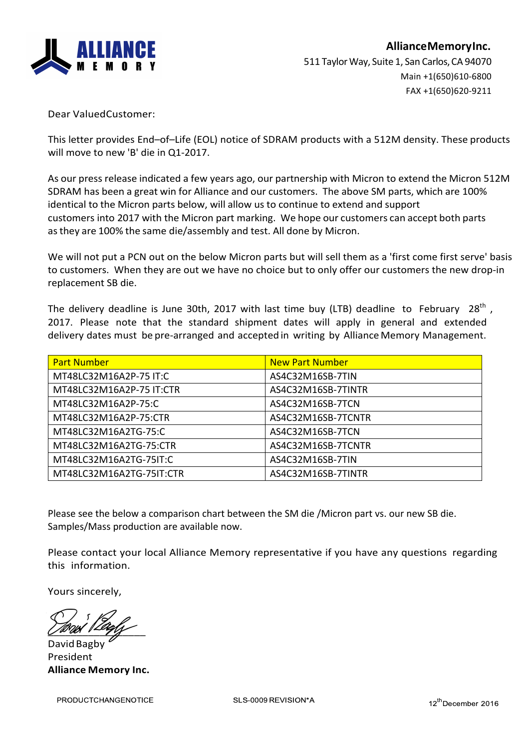**AllianceMemoryInc.**
511 Taylor Way, Suite 1, San Carlos, CA 94070
Main +1(650)610-6800
FAX +1(650)620-9211

Dear ValuedCustomer:

This letter provides End–of–Life (EOL) notice of SDRAM products with a 512M density. These products will move to new 'B' die in Q1-2017.

As our press release indicated a few years ago, our partnership with Micron to extend the Micron 512M SDRAM has been a great win for Alliance and our customers. The above SM parts, which are 100% identical to the Micron parts below, will allow us to continue to extend and support customers into 2017 with the Micron part marking. We hope our customers can accept both parts as they are 100% the same die/assembly and test. All done by Micron.

We will not put a PCN out on the below Micron parts but will sell them as a 'first come first serve' basis to customers. When they are out we have no choice but to only offer our customers the new drop-in replacement SB die.

The delivery deadline is June 30th, 2017 with last time buy (LTB) deadline to February 28th, 2017. Please note that the standard shipment dates will apply in general and extended delivery dates must be pre-arranged and accepted in writing by Alliance Memory Management.

| Part Number | New Part Number |
|---|---|
| MT48LC32M16A2P-75 IT:C | AS4C32M16SB-7TIN |
| MT48LC32M16A2P-75 IT:CTR | AS4C32M16SB-7TINTR |
| MT48LC32M16A2P-75:C | AS4C32M16SB-7TCN |
| MT48LC32M16A2P-75:CTR | AS4C32M16SB-7TCNTR |
| MT48LC32M16A2TG-75:C | AS4C32M16SB-7TCN |
| MT48LC32M16A2TG-75:CTR | AS4C32M16SB-7TCNTR |
| MT48LC32M16A2TG-75IT:C | AS4C32M16SB-7TIN |
| MT48LC32M16A2TG-75IT:CTR | AS4C32M16SB-7TINTR |

Please see the below a comparison chart between the SM die /Micron part vs. our new SB die. Samples/Mass production are available now.

Please contact your local Alliance Memory representative if you have any questions regarding this information.

Yours sincerely,

David Bagby
President
**Alliance Memory Inc.**

PRODUCTCHANGENOTICE SLS-0009 REVISION*A 12th December 2016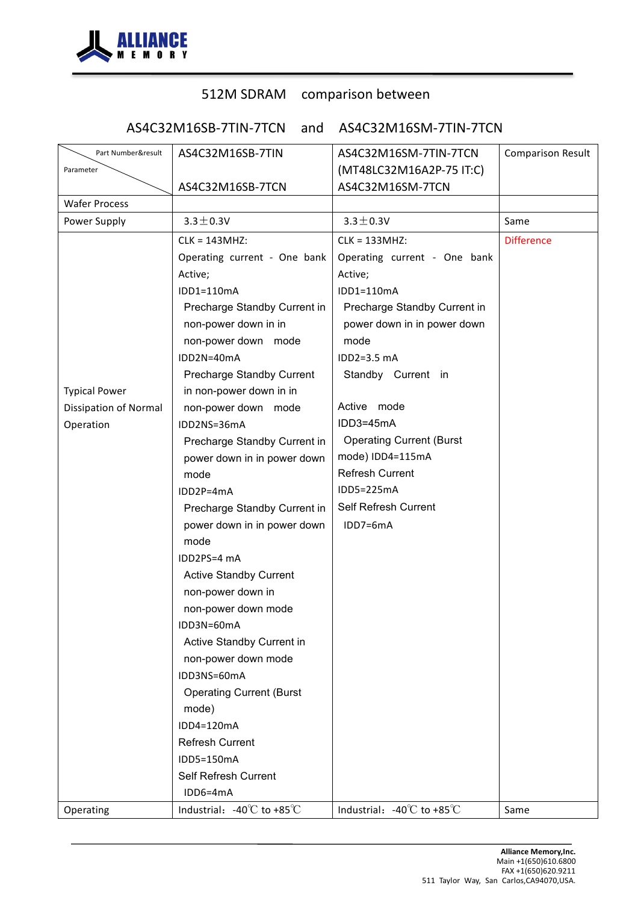512M SDRAM comparison between

AS4C32M16SB-7TIN-7TCN and AS4C32M16SM-7TIN-7TCN

| Part Number&result / Parameter | AS4C32M16SB-7TIN<br><br>AS4C32M16SB-7TCN | AS4C32M16SM-7TIN-7TCN<br>(MT48LC32M16A2P-75 IT:C)<br>AS4C32M16SM-7TCN | Comparison Result |
|---|---|---|---|
| Wafer Process | | | |
| Power Supply | 3.3±0.3V | 3.3±0.3V | Same |
| Typical Power Dissipation of Normal Operation | CLK = 143MHZ:<br>Operating current - One bank Active;<br>IDD1=110mA<br>Precharge Standby Current in non-power down in in non-power down mode<br>IDD2N=40mA<br>Precharge Standby Current in non-power down in in non-power down mode<br>IDD2NS=36mA<br>Precharge Standby Current in power down in in power down mode<br>IDD2P=4mA<br>Precharge Standby Current in power down in in power down mode<br>IDD2PS=4 mA<br>Active Standby Current non-power down in non-power down mode<br>IDD3N=60mA<br>Active Standby Current in non-power down mode<br>IDD3NS=60mA<br>Operating Current (Burst mode)<br>IDD4=120mA<br>Refresh Current<br>IDD5=150mA<br>Self Refresh Current<br>IDD6=4mA | CLK = 133MHZ:<br>Operating current - One bank Active;<br>IDD1=110mA<br>Precharge Standby Current in power down in in power down mode<br>IDD2=3.5 mA<br>Standby Current in<br><br>Active mode<br>IDD3=45mA<br>Operating Current (Burst mode) IDD4=115mA<br>Refresh Current<br>IDD5=225mA<br>Self Refresh Current<br>IDD7=6mA | Difference |
| Operating | Industrial：-40℃ to +85℃ | Industrial：-40℃ to +85℃ | Same |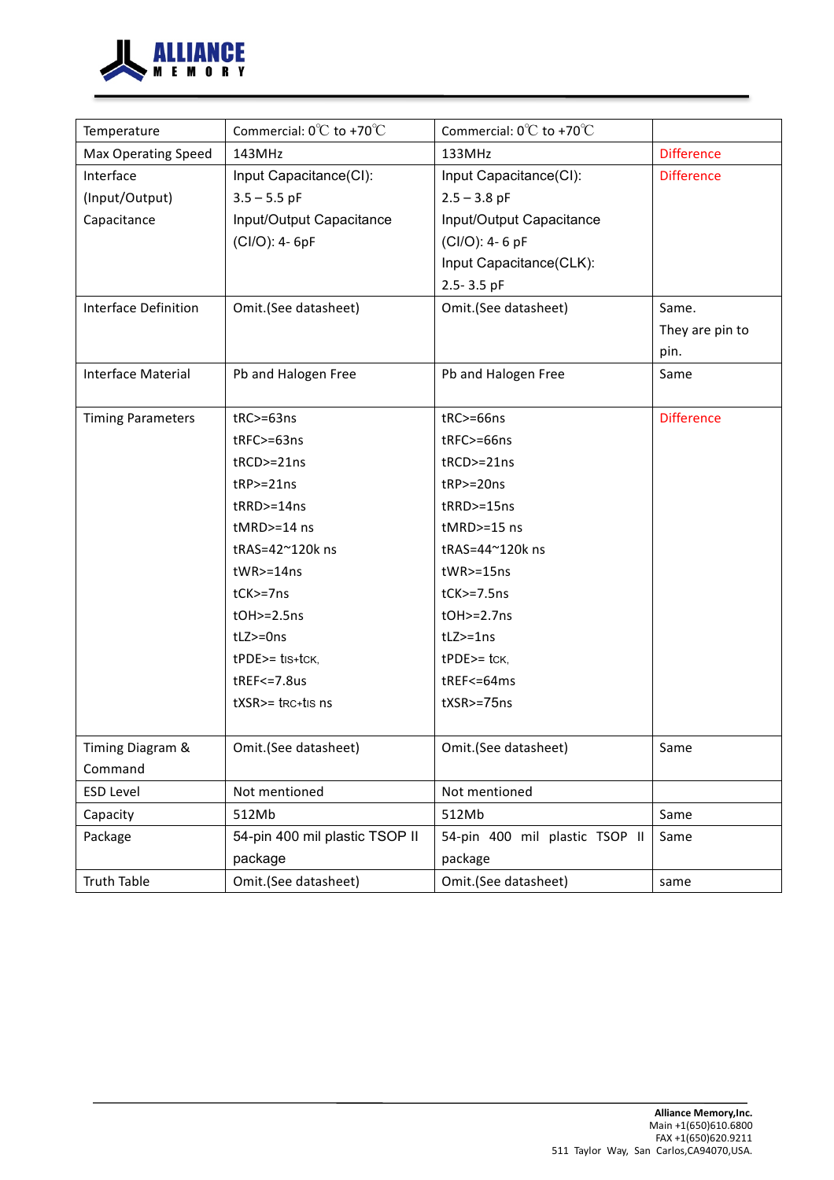| | | | |
|---|---|---|---|
| Temperature | Commercial: 0℃ to +70℃ | Commercial: 0℃ to +70℃ | |
| Max Operating Speed | 143MHz | 133MHz | Difference |
| Interface (Input/Output) Capacitance | Input Capacitance(CI): 3.5 – 5.5 pF<br>Input/Output Capacitance (CI/O): 4- 6pF | Input Capacitance(CI): 2.5 – 3.8 pF<br>Input/Output Capacitance (CI/O): 4- 6 pF<br>Input Capacitance(CLK): 2.5- 3.5 pF | Difference |
| Interface Definition | Omit.(See datasheet) | Omit.(See datasheet) | Same. They are pin to pin. |
| Interface Material | Pb and Halogen Free | Pb and Halogen Free | Same |
| Timing Parameters | tRC>=63ns<br>tRFC>=63ns<br>tRCD>=21ns<br>tRP>=21ns<br>tRRD>=14ns<br>tMRD>=14 ns<br>tRAS=42~120k ns<br>tWR>=14ns<br>tCK>=7ns<br>tOH>=2.5ns<br>tLZ>=0ns<br>tPDE>= tIS+tCK,<br>tREF<=7.8us<br>tXSR>= tRC+tIS ns | tRC>=66ns<br>tRFC>=66ns<br>tRCD>=21ns<br>tRP>=20ns<br>tRRD>=15ns<br>tMRD>=15 ns<br>tRAS=44~120k ns<br>tWR>=15ns<br>tCK>=7.5ns<br>tOH>=2.7ns<br>tLZ>=1ns<br>tPDE>= tCK,<br>tREF<=64ms<br>tXSR>=75ns | Difference |
| Timing Diagram & Command | Omit.(See datasheet) | Omit.(See datasheet) | Same |
| ESD Level | Not mentioned | Not mentioned | |
| Capacity | 512Mb | 512Mb | Same |
| Package | 54-pin 400 mil plastic TSOP II package | 54-pin 400 mil plastic TSOP II package | Same |
| Truth Table | Omit.(See datasheet) | Omit.(See datasheet) | same |